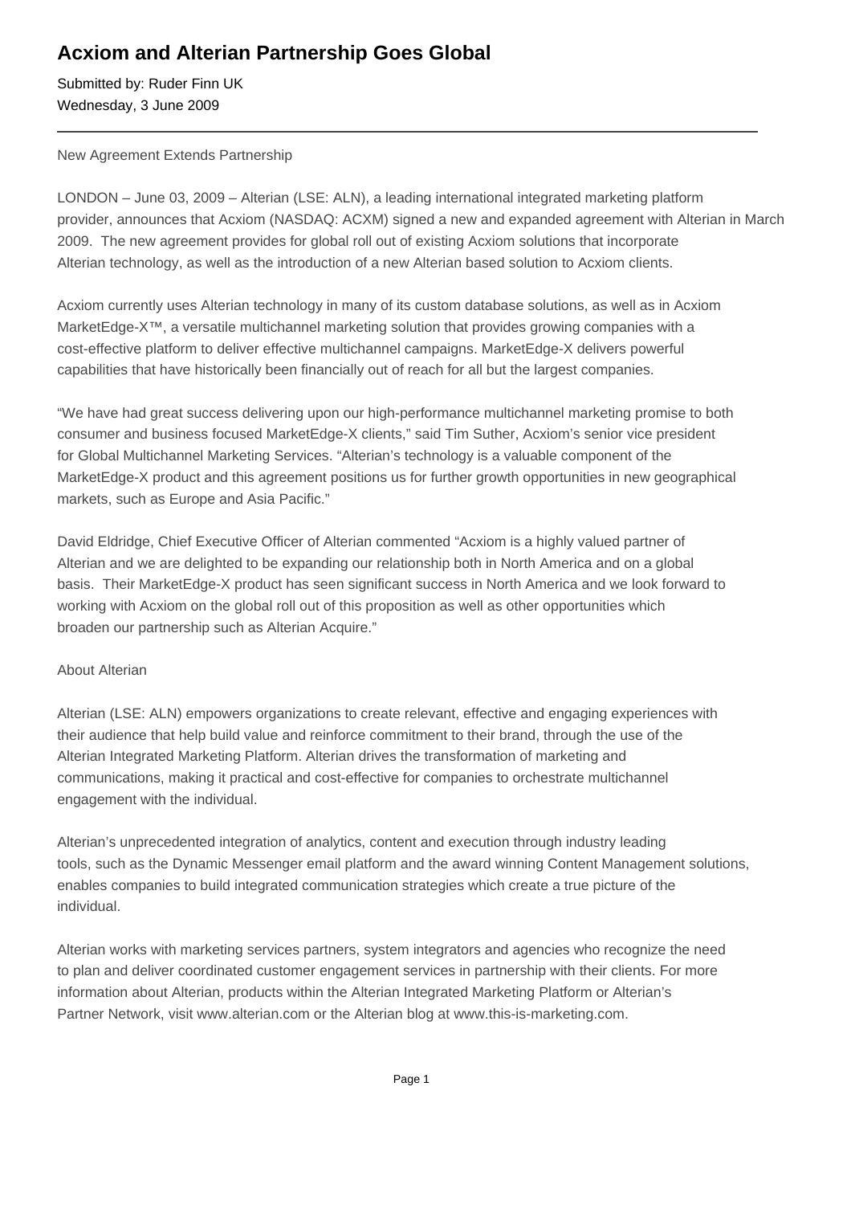# Acxiom and Alterian Partnership Goes Global

Submitted by: Ruder Finn UK
Wednesday, 3 June 2009

---

New Agreement Extends Partnership

LONDON – June 03, 2009 – Alterian (LSE: ALN), a leading international integrated marketing platform provider, announces that Acxiom (NASDAQ: ACXM) signed a new and expanded agreement with Alterian in March 2009. The new agreement provides for global roll out of existing Acxiom solutions that incorporate Alterian technology, as well as the introduction of a new Alterian based solution to Acxiom clients.

Acxiom currently uses Alterian technology in many of its custom database solutions, as well as in Acxiom MarketEdge-X™, a versatile multichannel marketing solution that provides growing companies with a cost-effective platform to deliver effective multichannel campaigns. MarketEdge-X delivers powerful capabilities that have historically been financially out of reach for all but the largest companies.

"We have had great success delivering upon our high-performance multichannel marketing promise to both consumer and business focused MarketEdge-X clients," said Tim Suther, Acxiom's senior vice president for Global Multichannel Marketing Services. "Alterian's technology is a valuable component of the MarketEdge-X product and this agreement positions us for further growth opportunities in new geographical markets, such as Europe and Asia Pacific."

David Eldridge, Chief Executive Officer of Alterian commented "Acxiom is a highly valued partner of Alterian and we are delighted to be expanding our relationship both in North America and on a global basis. Their MarketEdge-X product has seen significant success in North America and we look forward to working with Acxiom on the global roll out of this proposition as well as other opportunities which broaden our partnership such as Alterian Acquire."

About Alterian

Alterian (LSE: ALN) empowers organizations to create relevant, effective and engaging experiences with their audience that help build value and reinforce commitment to their brand, through the use of the Alterian Integrated Marketing Platform. Alterian drives the transformation of marketing and communications, making it practical and cost-effective for companies to orchestrate multichannel engagement with the individual.

Alterian's unprecedented integration of analytics, content and execution through industry leading tools, such as the Dynamic Messenger email platform and the award winning Content Management solutions, enables companies to build integrated communication strategies which create a true picture of the individual.

Alterian works with marketing services partners, system integrators and agencies who recognize the need to plan and deliver coordinated customer engagement services in partnership with their clients. For more information about Alterian, products within the Alterian Integrated Marketing Platform or Alterian's Partner Network, visit www.alterian.com or the Alterian blog at www.this-is-marketing.com.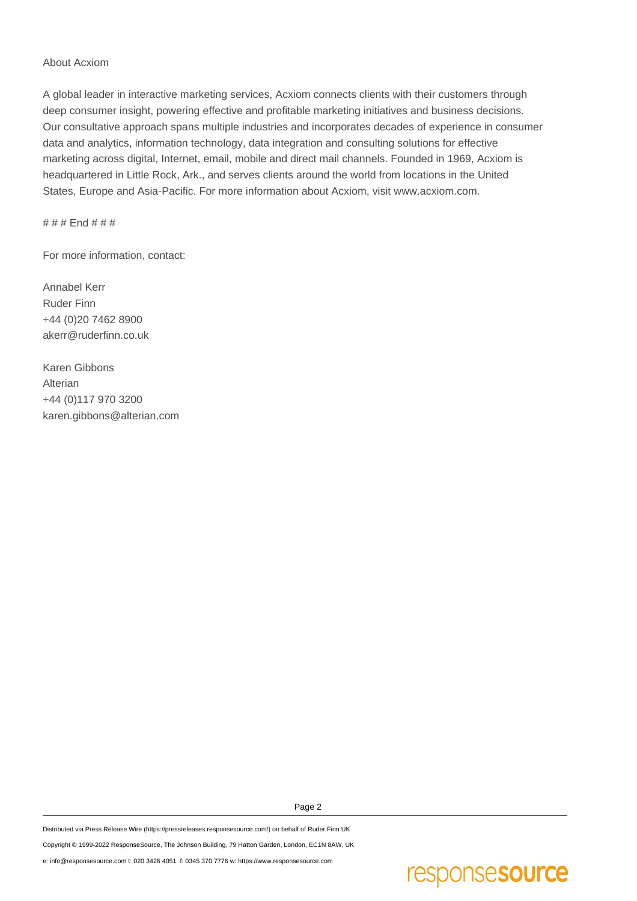About Acxiom

A global leader in interactive marketing services, Acxiom connects clients with their customers through deep consumer insight, powering effective and profitable marketing initiatives and business decisions. Our consultative approach spans multiple industries and incorporates decades of experience in consumer data and analytics, information technology, data integration and consulting solutions for effective marketing across digital, Internet, email, mobile and direct mail channels. Founded in 1969, Acxiom is headquartered in Little Rock, Ark., and serves clients around the world from locations in the United States, Europe and Asia-Pacific. For more information about Acxiom, visit www.acxiom.com.

# # # End # # #

For more information, contact:

Annabel Kerr
Ruder Finn
+44 (0)20 7462 8900
akerr@ruderfinn.co.uk

Karen Gibbons
Alterian
+44 (0)117 970 3200
karen.gibbons@alterian.com

Distributed via Press Release Wire (https://pressreleases.responsesource.com/) on behalf of Ruder Finn UK

Copyright © 1999-2022 ResponseSource, The Johnson Building, 79 Hatton Garden, London, EC1N 8AW, UK

e: info@responsesource.com t: 020 3426 4051 f: 0345 370 7776 w: https://www.responsesource.com

responsesource